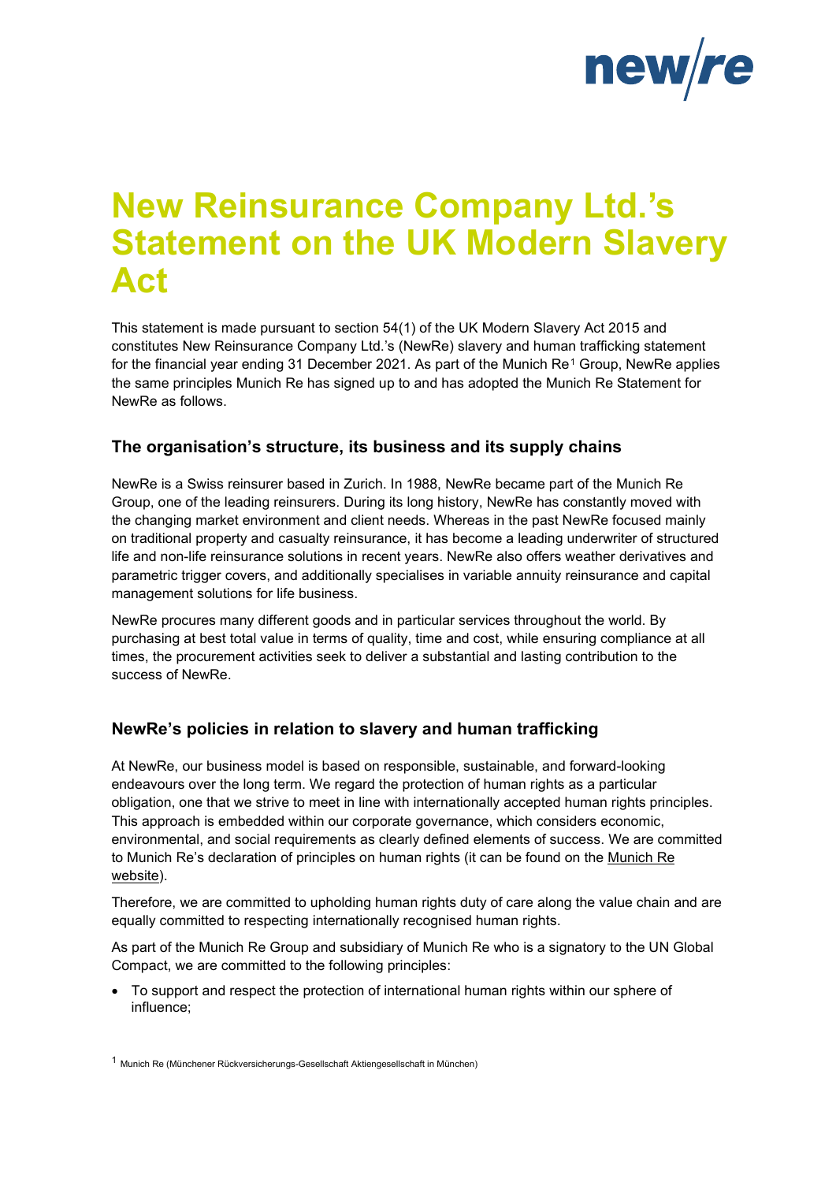# New Reinsurance Company Ltd.'s Statement on the UK Modern Slavery Act

This statement is made pursuant to section 54(1) of the UK Modern Slavery Act 2015 and constitutes New Reinsurance Company Ltd.'s (NewRe) slavery and human trafficking statement for the financial year ending 31 December 2021. As part of the Munich Re[1] Group, NewRe applies the same principles Munich Re has signed up to and has adopted the Munich Re Statement for NewRe as follows.

## The organisation's structure, its business and its supply chains

NewRe is a Swiss reinsurer based in Zurich. In 1988, NewRe became part of the Munich Re Group, one of the leading reinsurers. During its long history, NewRe has constantly moved with the changing market environment and client needs. Whereas in the past NewRe focused mainly on traditional property and casualty reinsurance, it has become a leading underwriter of structured life and non-life reinsurance solutions in recent years. NewRe also offers weather derivatives and parametric trigger covers, and additionally specialises in variable annuity reinsurance and capital management solutions for life business.

NewRe procures many different goods and in particular services throughout the world. By purchasing at best total value in terms of quality, time and cost, while ensuring compliance at all times, the procurement activities seek to deliver a substantial and lasting contribution to the success of NewRe.

## NewRe's policies in relation to slavery and human trafficking

At NewRe, our business model is based on responsible, sustainable, and forward-looking endeavours over the long term. We regard the protection of human rights as a particular obligation, one that we strive to meet in line with internationally accepted human rights principles. This approach is embedded within our corporate governance, which considers economic, environmental, and social requirements as clearly defined elements of success. We are committed to Munich Re's declaration of principles on human rights (it can be found on the Munich Re website).

Therefore, we are committed to upholding human rights duty of care along the value chain and are equally committed to respecting internationally recognised human rights.

As part of the Munich Re Group and subsidiary of Munich Re who is a signatory to the UN Global Compact, we are committed to the following principles:

- To support and respect the protection of international human rights within our sphere of influence;

[1] Munich Re (Münchener Rückversicherungs-Gesellschaft Aktiengesellschaft in München)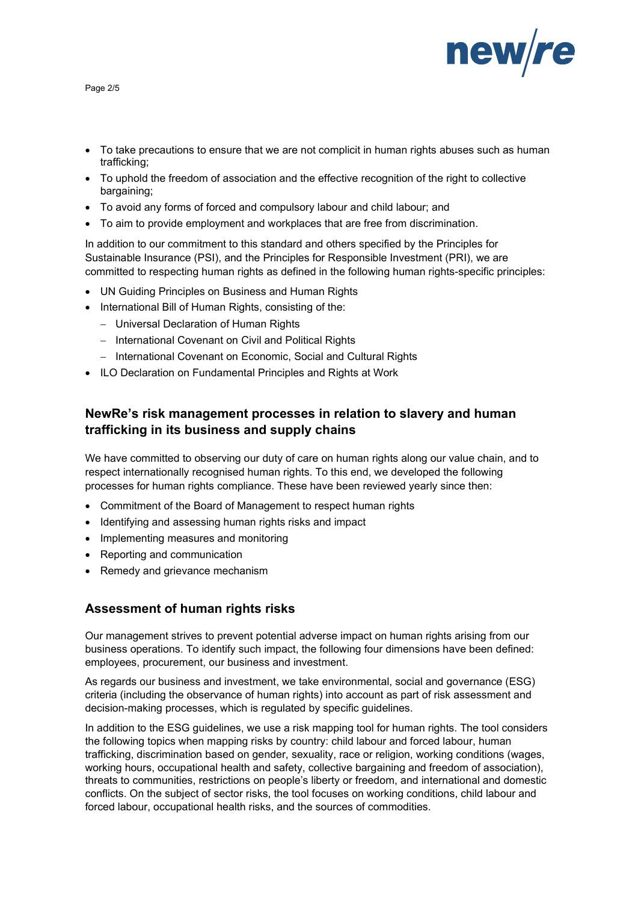- To take precautions to ensure that we are not complicit in human rights abuses such as human trafficking;
- To uphold the freedom of association and the effective recognition of the right to collective bargaining;
- To avoid any forms of forced and compulsory labour and child labour; and
- To aim to provide employment and workplaces that are free from discrimination.

In addition to our commitment to this standard and others specified by the Principles for Sustainable Insurance (PSI), and the Principles for Responsible Investment (PRI), we are committed to respecting human rights as defined in the following human rights-specific principles:

- UN Guiding Principles on Business and Human Rights
- International Bill of Human Rights, consisting of the:
  - Universal Declaration of Human Rights
  - International Covenant on Civil and Political Rights
  - International Covenant on Economic, Social and Cultural Rights
- ILO Declaration on Fundamental Principles and Rights at Work

## NewRe's risk management processes in relation to slavery and human trafficking in its business and supply chains

We have committed to observing our duty of care on human rights along our value chain, and to respect internationally recognised human rights. To this end, we developed the following processes for human rights compliance. These have been reviewed yearly since then:

- Commitment of the Board of Management to respect human rights
- Identifying and assessing human rights risks and impact
- Implementing measures and monitoring
- Reporting and communication
- Remedy and grievance mechanism

## Assessment of human rights risks

Our management strives to prevent potential adverse impact on human rights arising from our business operations. To identify such impact, the following four dimensions have been defined: employees, procurement, our business and investment.

As regards our business and investment, we take environmental, social and governance (ESG) criteria (including the observance of human rights) into account as part of risk assessment and decision-making processes, which is regulated by specific guidelines.

In addition to the ESG guidelines, we use a risk mapping tool for human rights. The tool considers the following topics when mapping risks by country: child labour and forced labour, human trafficking, discrimination based on gender, sexuality, race or religion, working conditions (wages, working hours, occupational health and safety, collective bargaining and freedom of association), threats to communities, restrictions on people's liberty or freedom, and international and domestic conflicts. On the subject of sector risks, the tool focuses on working conditions, child labour and forced labour, occupational health risks, and the sources of commodities.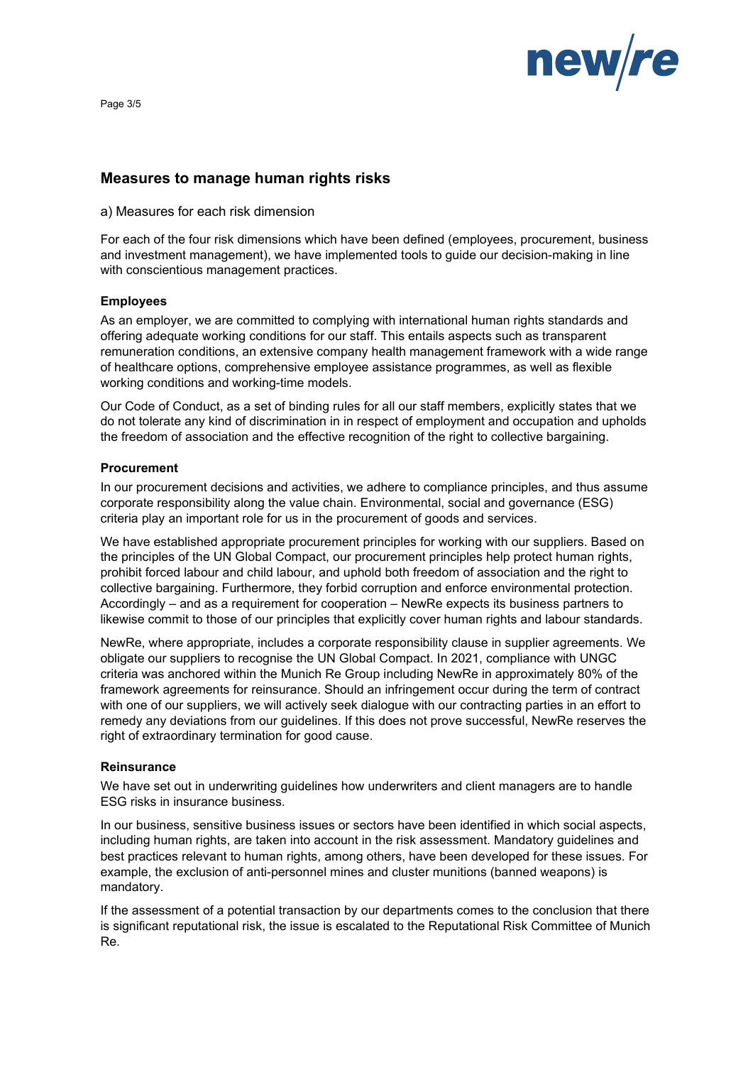## Measures to manage human rights risks

a) Measures for each risk dimension

For each of the four risk dimensions which have been defined (employees, procurement, business and investment management), we have implemented tools to guide our decision-making in line with conscientious management practices.

**Employees**

As an employer, we are committed to complying with international human rights standards and offering adequate working conditions for our staff. This entails aspects such as transparent remuneration conditions, an extensive company health management framework with a wide range of healthcare options, comprehensive employee assistance programmes, as well as flexible working conditions and working-time models.

Our Code of Conduct, as a set of binding rules for all our staff members, explicitly states that we do not tolerate any kind of discrimination in in respect of employment and occupation and upholds the freedom of association and the effective recognition of the right to collective bargaining.

**Procurement**

In our procurement decisions and activities, we adhere to compliance principles, and thus assume corporate responsibility along the value chain. Environmental, social and governance (ESG) criteria play an important role for us in the procurement of goods and services.

We have established appropriate procurement principles for working with our suppliers. Based on the principles of the UN Global Compact, our procurement principles help protect human rights, prohibit forced labour and child labour, and uphold both freedom of association and the right to collective bargaining. Furthermore, they forbid corruption and enforce environmental protection. Accordingly – and as a requirement for cooperation – NewRe expects its business partners to likewise commit to those of our principles that explicitly cover human rights and labour standards.

NewRe, where appropriate, includes a corporate responsibility clause in supplier agreements. We obligate our suppliers to recognise the UN Global Compact. In 2021, compliance with UNGC criteria was anchored within the Munich Re Group including NewRe in approximately 80% of the framework agreements for reinsurance. Should an infringement occur during the term of contract with one of our suppliers, we will actively seek dialogue with our contracting parties in an effort to remedy any deviations from our guidelines. If this does not prove successful, NewRe reserves the right of extraordinary termination for good cause.

**Reinsurance**

We have set out in underwriting guidelines how underwriters and client managers are to handle ESG risks in insurance business.

In our business, sensitive business issues or sectors have been identified in which social aspects, including human rights, are taken into account in the risk assessment. Mandatory guidelines and best practices relevant to human rights, among others, have been developed for these issues. For example, the exclusion of anti-personnel mines and cluster munitions (banned weapons) is mandatory.

If the assessment of a potential transaction by our departments comes to the conclusion that there is significant reputational risk, the issue is escalated to the Reputational Risk Committee of Munich Re.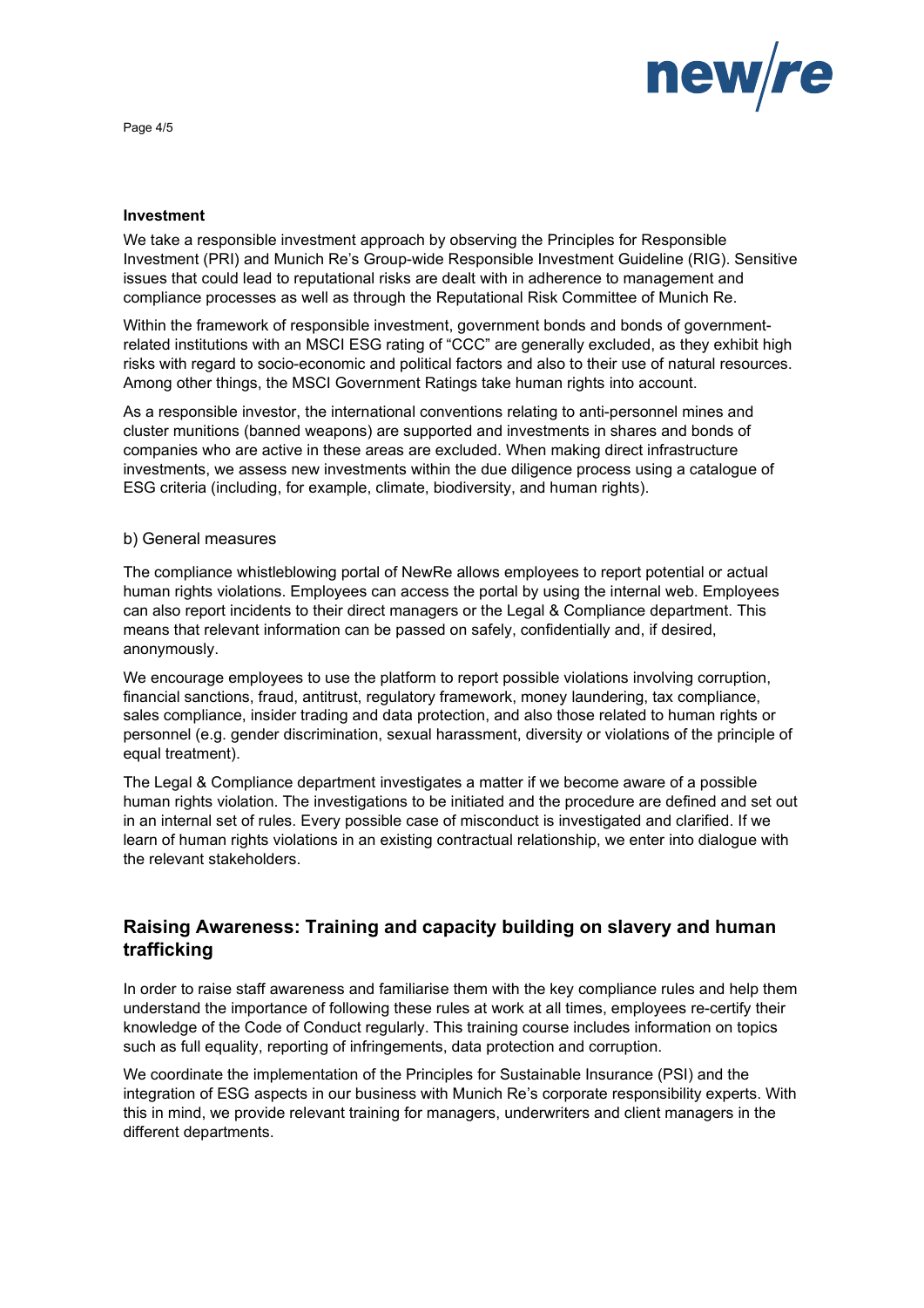**Investment**

We take a responsible investment approach by observing the Principles for Responsible Investment (PRI) and Munich Re's Group-wide Responsible Investment Guideline (RIG). Sensitive issues that could lead to reputational risks are dealt with in adherence to management and compliance processes as well as through the Reputational Risk Committee of Munich Re.

Within the framework of responsible investment, government bonds and bonds of government-related institutions with an MSCI ESG rating of "CCC" are generally excluded, as they exhibit high risks with regard to socio-economic and political factors and also to their use of natural resources. Among other things, the MSCI Government Ratings take human rights into account.

As a responsible investor, the international conventions relating to anti-personnel mines and cluster munitions (banned weapons) are supported and investments in shares and bonds of companies who are active in these areas are excluded. When making direct infrastructure investments, we assess new investments within the due diligence process using a catalogue of ESG criteria (including, for example, climate, biodiversity, and human rights).

b) General measures

The compliance whistleblowing portal of NewRe allows employees to report potential or actual human rights violations. Employees can access the portal by using the internal web. Employees can also report incidents to their direct managers or the Legal & Compliance department. This means that relevant information can be passed on safely, confidentially and, if desired, anonymously.

We encourage employees to use the platform to report possible violations involving corruption, financial sanctions, fraud, antitrust, regulatory framework, money laundering, tax compliance, sales compliance, insider trading and data protection, and also those related to human rights or personnel (e.g. gender discrimination, sexual harassment, diversity or violations of the principle of equal treatment).

The Legal & Compliance department investigates a matter if we become aware of a possible human rights violation. The investigations to be initiated and the procedure are defined and set out in an internal set of rules. Every possible case of misconduct is investigated and clarified. If we learn of human rights violations in an existing contractual relationship, we enter into dialogue with the relevant stakeholders.

## Raising Awareness: Training and capacity building on slavery and human trafficking

In order to raise staff awareness and familiarise them with the key compliance rules and help them understand the importance of following these rules at work at all times, employees re-certify their knowledge of the Code of Conduct regularly. This training course includes information on topics such as full equality, reporting of infringements, data protection and corruption.

We coordinate the implementation of the Principles for Sustainable Insurance (PSI) and the integration of ESG aspects in our business with Munich Re's corporate responsibility experts. With this in mind, we provide relevant training for managers, underwriters and client managers in the different departments.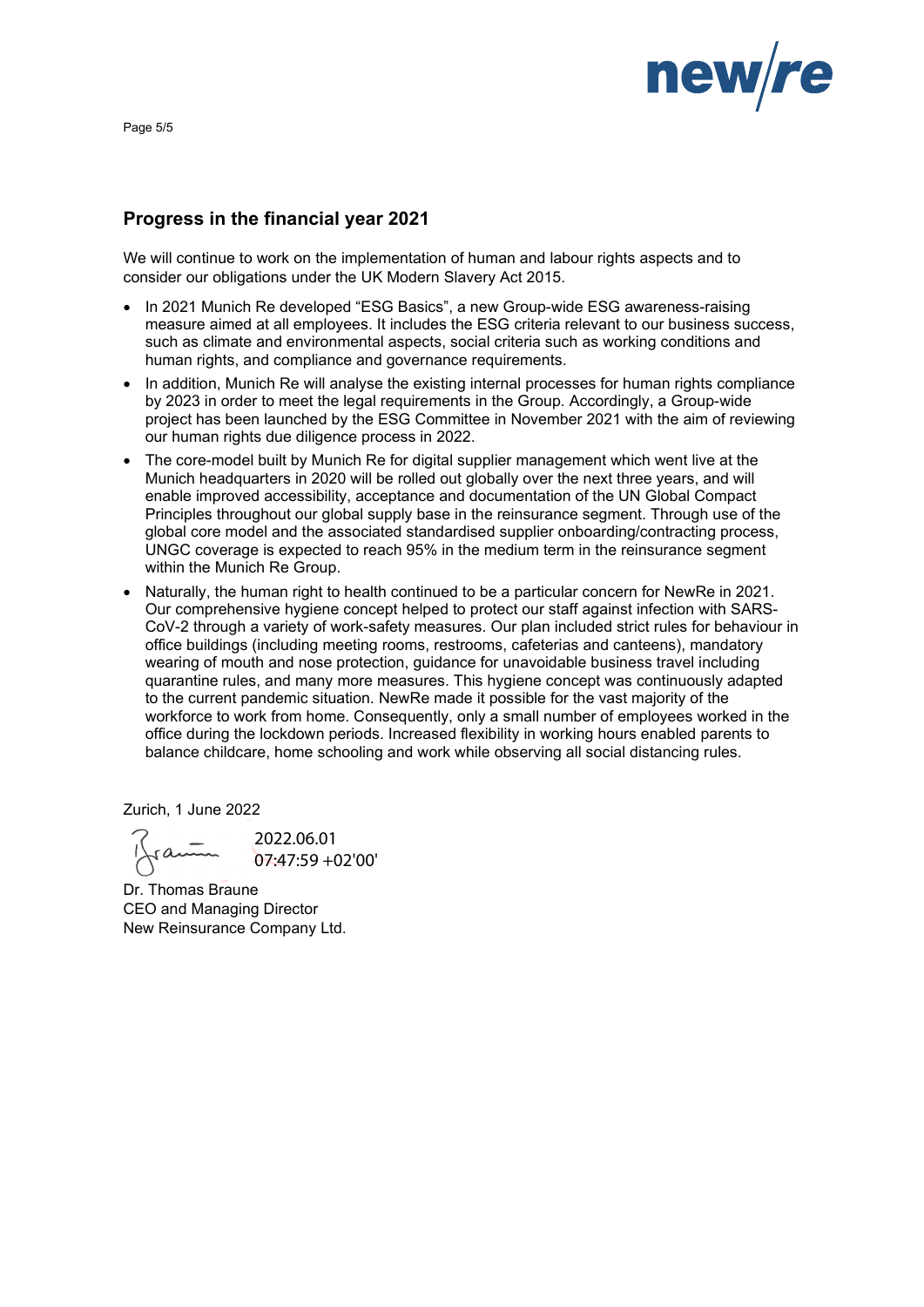## Progress in the financial year 2021

We will continue to work on the implementation of human and labour rights aspects and to consider our obligations under the UK Modern Slavery Act 2015.

- In 2021 Munich Re developed "ESG Basics", a new Group-wide ESG awareness-raising measure aimed at all employees. It includes the ESG criteria relevant to our business success, such as climate and environmental aspects, social criteria such as working conditions and human rights, and compliance and governance requirements.
- In addition, Munich Re will analyse the existing internal processes for human rights compliance by 2023 in order to meet the legal requirements in the Group. Accordingly, a Group-wide project has been launched by the ESG Committee in November 2021 with the aim of reviewing our human rights due diligence process in 2022.
- The core-model built by Munich Re for digital supplier management which went live at the Munich headquarters in 2020 will be rolled out globally over the next three years, and will enable improved accessibility, acceptance and documentation of the UN Global Compact Principles throughout our global supply base in the reinsurance segment. Through use of the global core model and the associated standardised supplier onboarding/contracting process, UNGC coverage is expected to reach 95% in the medium term in the reinsurance segment within the Munich Re Group.
- Naturally, the human right to health continued to be a particular concern for NewRe in 2021. Our comprehensive hygiene concept helped to protect our staff against infection with SARS-CoV-2 through a variety of work-safety measures. Our plan included strict rules for behaviour in office buildings (including meeting rooms, restrooms, cafeterias and canteens), mandatory wearing of mouth and nose protection, guidance for unavoidable business travel including quarantine rules, and many more measures. This hygiene concept was continuously adapted to the current pandemic situation. NewRe made it possible for the vast majority of the workforce to work from home. Consequently, only a small number of employees worked in the office during the lockdown periods. Increased flexibility in working hours enabled parents to balance childcare, home schooling and work while observing all social distancing rules.

Zurich, 1 June 2022

2022.06.01
07:47:59 +02'00'

Dr. Thomas Braune
CEO and Managing Director
New Reinsurance Company Ltd.